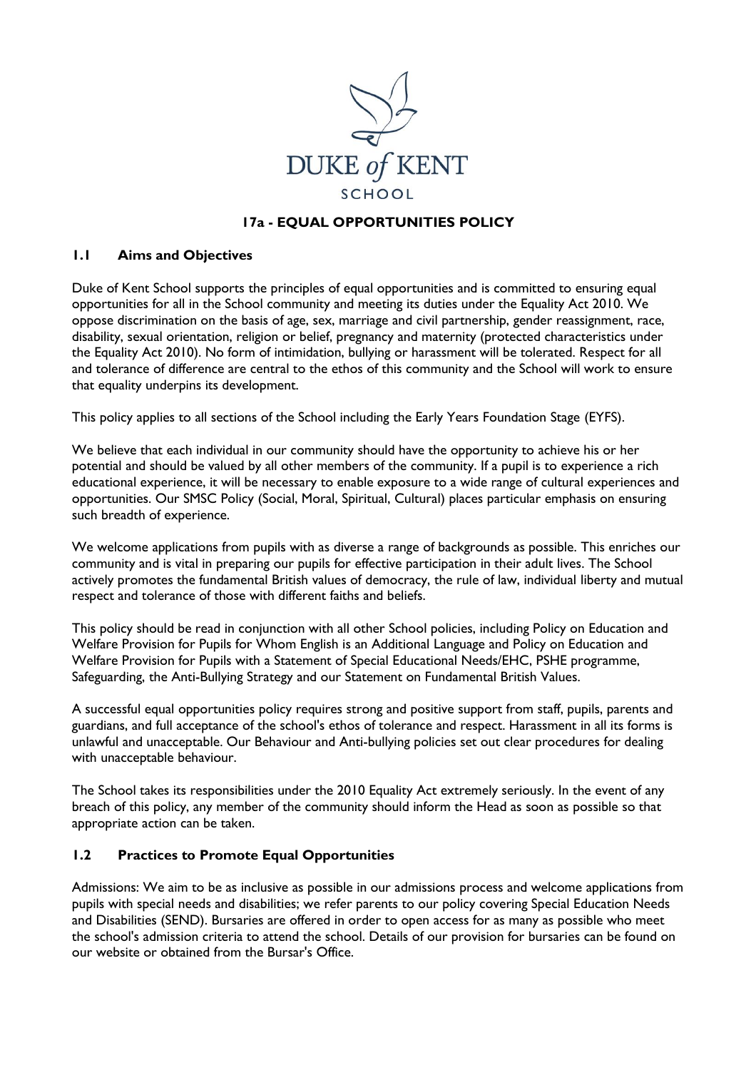DUKE *of* KENT

SCHOOL

# 17a - EQUAL OPPORTUNITIES POLICY

## 1.1 Aims and Objectives

Duke of Kent School supports the principles of equal opportunities and is committed to ensuring equal opportunities for all in the School community and meeting its duties under the Equality Act 2010. We oppose discrimination on the basis of age, sex, marriage and civil partnership, gender reassignment, race, disability, sexual orientation, religion or belief, pregnancy and maternity (protected characteristics under the Equality Act 2010). No form of intimidation, bullying or harassment will be tolerated. Respect for all and tolerance of difference are central to the ethos of this community and the School will work to ensure that equality underpins its development.

This policy applies to all sections of the School including the Early Years Foundation Stage (EYFS).

We believe that each individual in our community should have the opportunity to achieve his or her potential and should be valued by all other members of the community. If a pupil is to experience a rich educational experience, it will be necessary to enable exposure to a wide range of cultural experiences and opportunities. Our SMSC Policy (Social, Moral, Spiritual, Cultural) places particular emphasis on ensuring such breadth of experience.

We welcome applications from pupils with as diverse a range of backgrounds as possible. This enriches our community and is vital in preparing our pupils for effective participation in their adult lives. The School actively promotes the fundamental British values of democracy, the rule of law, individual liberty and mutual respect and tolerance of those with different faiths and beliefs.

This policy should be read in conjunction with all other School policies, including Policy on Education and Welfare Provision for Pupils for Whom English is an Additional Language and Policy on Education and Welfare Provision for Pupils with a Statement of Special Educational Needs/EHC, PSHE programme, Safeguarding, the Anti-Bullying Strategy and our Statement on Fundamental British Values.

A successful equal opportunities policy requires strong and positive support from staff, pupils, parents and guardians, and full acceptance of the school's ethos of tolerance and respect. Harassment in all its forms is unlawful and unacceptable. Our Behaviour and Anti-bullying policies set out clear procedures for dealing with unacceptable behaviour.

The School takes its responsibilities under the 2010 Equality Act extremely seriously. In the event of any breach of this policy, any member of the community should inform the Head as soon as possible so that appropriate action can be taken.

## 1.2 Practices to Promote Equal Opportunities

Admissions: We aim to be as inclusive as possible in our admissions process and welcome applications from pupils with special needs and disabilities; we refer parents to our policy covering Special Education Needs and Disabilities (SEND). Bursaries are offered in order to open access for as many as possible who meet the school's admission criteria to attend the school. Details of our provision for bursaries can be found on our website or obtained from the Bursar's Office.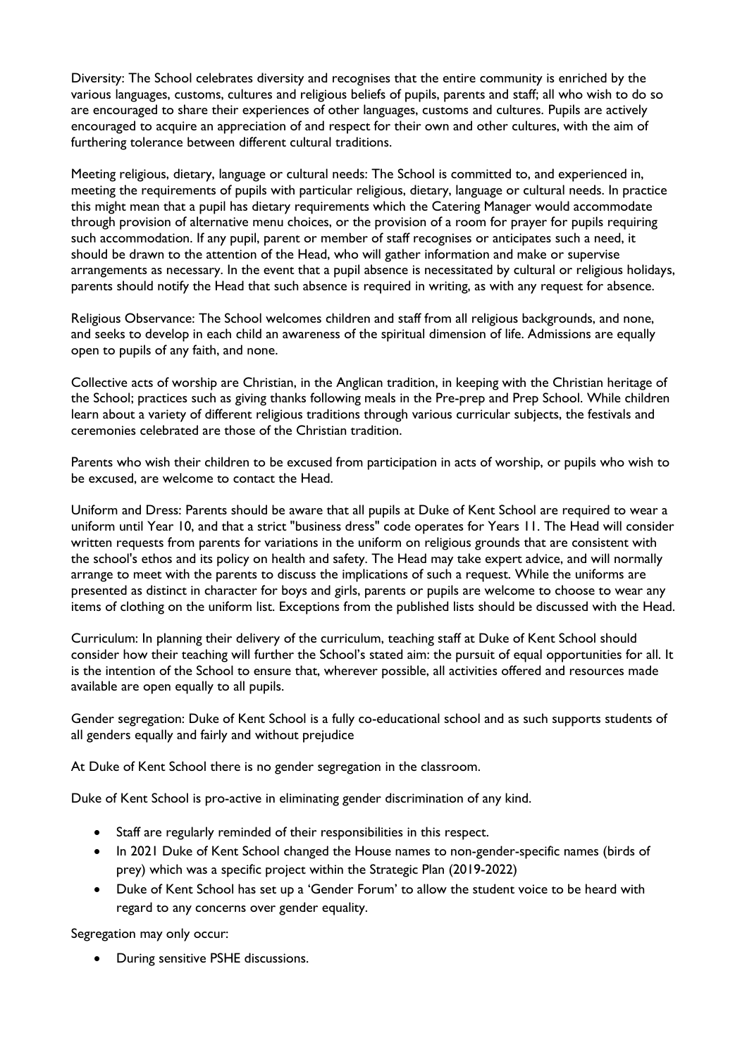Diversity: The School celebrates diversity and recognises that the entire community is enriched by the various languages, customs, cultures and religious beliefs of pupils, parents and staff; all who wish to do so are encouraged to share their experiences of other languages, customs and cultures. Pupils are actively encouraged to acquire an appreciation of and respect for their own and other cultures, with the aim of furthering tolerance between different cultural traditions.

Meeting religious, dietary, language or cultural needs: The School is committed to, and experienced in, meeting the requirements of pupils with particular religious, dietary, language or cultural needs. In practice this might mean that a pupil has dietary requirements which the Catering Manager would accommodate through provision of alternative menu choices, or the provision of a room for prayer for pupils requiring such accommodation. If any pupil, parent or member of staff recognises or anticipates such a need, it should be drawn to the attention of the Head, who will gather information and make or supervise arrangements as necessary. In the event that a pupil absence is necessitated by cultural or religious holidays, parents should notify the Head that such absence is required in writing, as with any request for absence.

Religious Observance: The School welcomes children and staff from all religious backgrounds, and none, and seeks to develop in each child an awareness of the spiritual dimension of life. Admissions are equally open to pupils of any faith, and none.

Collective acts of worship are Christian, in the Anglican tradition, in keeping with the Christian heritage of the School; practices such as giving thanks following meals in the Pre-prep and Prep School. While children learn about a variety of different religious traditions through various curricular subjects, the festivals and ceremonies celebrated are those of the Christian tradition.

Parents who wish their children to be excused from participation in acts of worship, or pupils who wish to be excused, are welcome to contact the Head.

Uniform and Dress: Parents should be aware that all pupils at Duke of Kent School are required to wear a uniform until Year 10, and that a strict "business dress" code operates for Years 11. The Head will consider written requests from parents for variations in the uniform on religious grounds that are consistent with the school's ethos and its policy on health and safety. The Head may take expert advice, and will normally arrange to meet with the parents to discuss the implications of such a request. While the uniforms are presented as distinct in character for boys and girls, parents or pupils are welcome to choose to wear any items of clothing on the uniform list. Exceptions from the published lists should be discussed with the Head.

Curriculum: In planning their delivery of the curriculum, teaching staff at Duke of Kent School should consider how their teaching will further the School's stated aim: the pursuit of equal opportunities for all. It is the intention of the School to ensure that, wherever possible, all activities offered and resources made available are open equally to all pupils.

Gender segregation: Duke of Kent School is a fully co-educational school and as such supports students of all genders equally and fairly and without prejudice

At Duke of Kent School there is no gender segregation in the classroom.

Duke of Kent School is pro-active in eliminating gender discrimination of any kind.

- Staff are regularly reminded of their responsibilities in this respect.
- In 2021 Duke of Kent School changed the House names to non-gender-specific names (birds of prey) which was a specific project within the Strategic Plan (2019-2022)
- Duke of Kent School has set up a 'Gender Forum' to allow the student voice to be heard with regard to any concerns over gender equality.

Segregation may only occur:

- During sensitive PSHE discussions.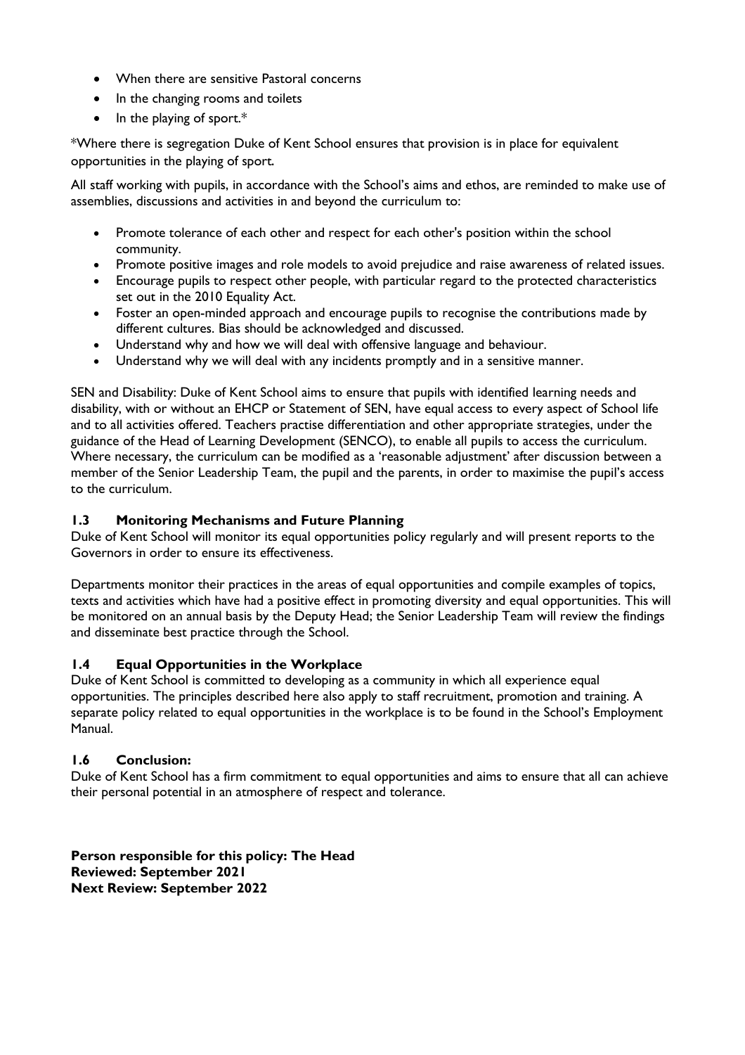- When there are sensitive Pastoral concerns
- In the changing rooms and toilets
- In the playing of sport.*

*Where there is segregation Duke of Kent School ensures that provision is in place for equivalent opportunities in the playing of sport.

All staff working with pupils, in accordance with the School's aims and ethos, are reminded to make use of assemblies, discussions and activities in and beyond the curriculum to:

- Promote tolerance of each other and respect for each other's position within the school community.
- Promote positive images and role models to avoid prejudice and raise awareness of related issues.
- Encourage pupils to respect other people, with particular regard to the protected characteristics set out in the 2010 Equality Act.
- Foster an open-minded approach and encourage pupils to recognise the contributions made by different cultures. Bias should be acknowledged and discussed.
- Understand why and how we will deal with offensive language and behaviour.
- Understand why we will deal with any incidents promptly and in a sensitive manner.

SEN and Disability: Duke of Kent School aims to ensure that pupils with identified learning needs and disability, with or without an EHCP or Statement of SEN, have equal access to every aspect of School life and to all activities offered. Teachers practise differentiation and other appropriate strategies, under the guidance of the Head of Learning Development (SENCO), to enable all pupils to access the curriculum. Where necessary, the curriculum can be modified as a 'reasonable adjustment' after discussion between a member of the Senior Leadership Team, the pupil and the parents, in order to maximise the pupil's access to the curriculum.

### 1.3 Monitoring Mechanisms and Future Planning

Duke of Kent School will monitor its equal opportunities policy regularly and will present reports to the Governors in order to ensure its effectiveness.

Departments monitor their practices in the areas of equal opportunities and compile examples of topics, texts and activities which have had a positive effect in promoting diversity and equal opportunities. This will be monitored on an annual basis by the Deputy Head; the Senior Leadership Team will review the findings and disseminate best practice through the School.

### 1.4 Equal Opportunities in the Workplace

Duke of Kent School is committed to developing as a community in which all experience equal opportunities. The principles described here also apply to staff recruitment, promotion and training. A separate policy related to equal opportunities in the workplace is to be found in the School's Employment Manual.

### 1.6 Conclusion:

Duke of Kent School has a firm commitment to equal opportunities and aims to ensure that all can achieve their personal potential in an atmosphere of respect and tolerance.

**Person responsible for this policy: The Head**
**Reviewed: September 2021**
**Next Review: September 2022**